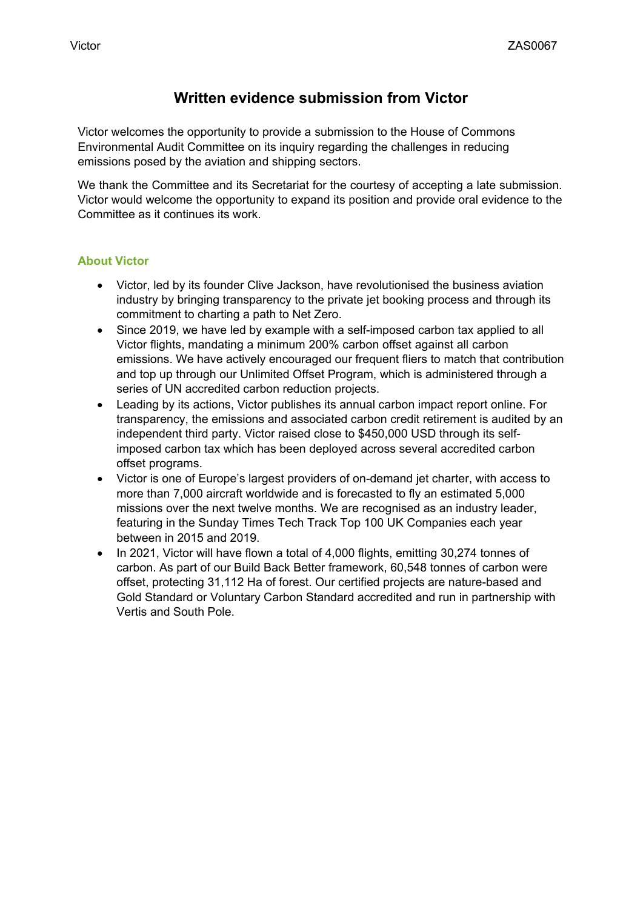# Written evidence submission from Victor

Victor welcomes the opportunity to provide a submission to the House of Commons Environmental Audit Committee on its inquiry regarding the challenges in reducing emissions posed by the aviation and shipping sectors.

We thank the Committee and its Secretariat for the courtesy of accepting a late submission. Victor would welcome the opportunity to expand its position and provide oral evidence to the Committee as it continues its work.

## About Victor

- Victor, led by its founder Clive Jackson, have revolutionised the business aviation industry by bringing transparency to the private jet booking process and through its commitment to charting a path to Net Zero.
- Since 2019, we have led by example with a self-imposed carbon tax applied to all Victor flights, mandating a minimum 200% carbon offset against all carbon emissions. We have actively encouraged our frequent fliers to match that contribution and top up through our Unlimited Offset Program, which is administered through a series of UN accredited carbon reduction projects.
- Leading by its actions, Victor publishes its annual carbon impact report online. For transparency, the emissions and associated carbon credit retirement is audited by an independent third party. Victor raised close to $450,000 USD through its self-imposed carbon tax which has been deployed across several accredited carbon offset programs.
- Victor is one of Europe's largest providers of on-demand jet charter, with access to more than 7,000 aircraft worldwide and is forecasted to fly an estimated 5,000 missions over the next twelve months. We are recognised as an industry leader, featuring in the Sunday Times Tech Track Top 100 UK Companies each year between in 2015 and 2019.
- In 2021, Victor will have flown a total of 4,000 flights, emitting 30,274 tonnes of carbon. As part of our Build Back Better framework, 60,548 tonnes of carbon were offset, protecting 31,112 Ha of forest. Our certified projects are nature-based and Gold Standard or Voluntary Carbon Standard accredited and run in partnership with Vertis and South Pole.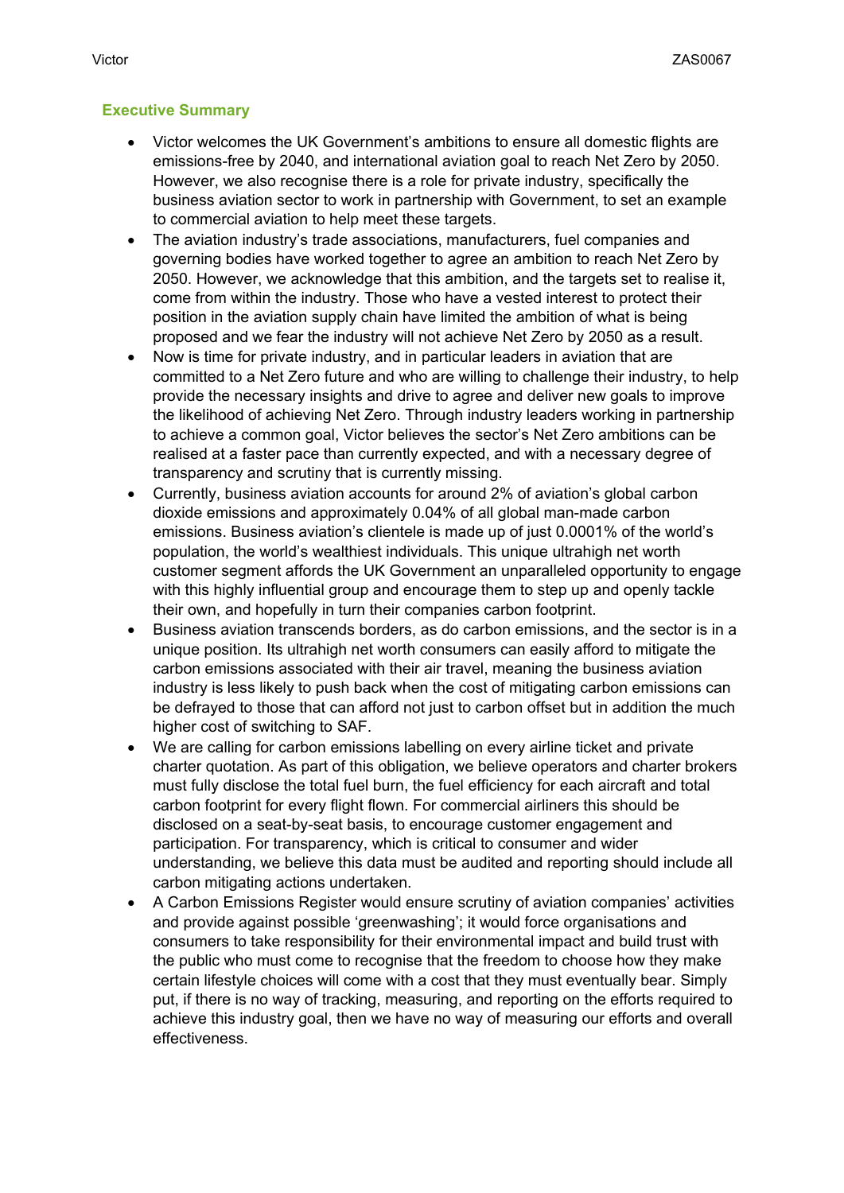## Executive Summary

- Victor welcomes the UK Government's ambitions to ensure all domestic flights are emissions-free by 2040, and international aviation goal to reach Net Zero by 2050. However, we also recognise there is a role for private industry, specifically the business aviation sector to work in partnership with Government, to set an example to commercial aviation to help meet these targets.
- The aviation industry's trade associations, manufacturers, fuel companies and governing bodies have worked together to agree an ambition to reach Net Zero by 2050. However, we acknowledge that this ambition, and the targets set to realise it, come from within the industry. Those who have a vested interest to protect their position in the aviation supply chain have limited the ambition of what is being proposed and we fear the industry will not achieve Net Zero by 2050 as a result.
- Now is time for private industry, and in particular leaders in aviation that are committed to a Net Zero future and who are willing to challenge their industry, to help provide the necessary insights and drive to agree and deliver new goals to improve the likelihood of achieving Net Zero. Through industry leaders working in partnership to achieve a common goal, Victor believes the sector's Net Zero ambitions can be realised at a faster pace than currently expected, and with a necessary degree of transparency and scrutiny that is currently missing.
- Currently, business aviation accounts for around 2% of aviation's global carbon dioxide emissions and approximately 0.04% of all global man-made carbon emissions. Business aviation's clientele is made up of just 0.0001% of the world's population, the world's wealthiest individuals. This unique ultrahigh net worth customer segment affords the UK Government an unparalleled opportunity to engage with this highly influential group and encourage them to step up and openly tackle their own, and hopefully in turn their companies carbon footprint.
- Business aviation transcends borders, as do carbon emissions, and the sector is in a unique position. Its ultrahigh net worth consumers can easily afford to mitigate the carbon emissions associated with their air travel, meaning the business aviation industry is less likely to push back when the cost of mitigating carbon emissions can be defrayed to those that can afford not just to carbon offset but in addition the much higher cost of switching to SAF.
- We are calling for carbon emissions labelling on every airline ticket and private charter quotation. As part of this obligation, we believe operators and charter brokers must fully disclose the total fuel burn, the fuel efficiency for each aircraft and total carbon footprint for every flight flown. For commercial airliners this should be disclosed on a seat-by-seat basis, to encourage customer engagement and participation. For transparency, which is critical to consumer and wider understanding, we believe this data must be audited and reporting should include all carbon mitigating actions undertaken.
- A Carbon Emissions Register would ensure scrutiny of aviation companies' activities and provide against possible 'greenwashing'; it would force organisations and consumers to take responsibility for their environmental impact and build trust with the public who must come to recognise that the freedom to choose how they make certain lifestyle choices will come with a cost that they must eventually bear. Simply put, if there is no way of tracking, measuring, and reporting on the efforts required to achieve this industry goal, then we have no way of measuring our efforts and overall effectiveness.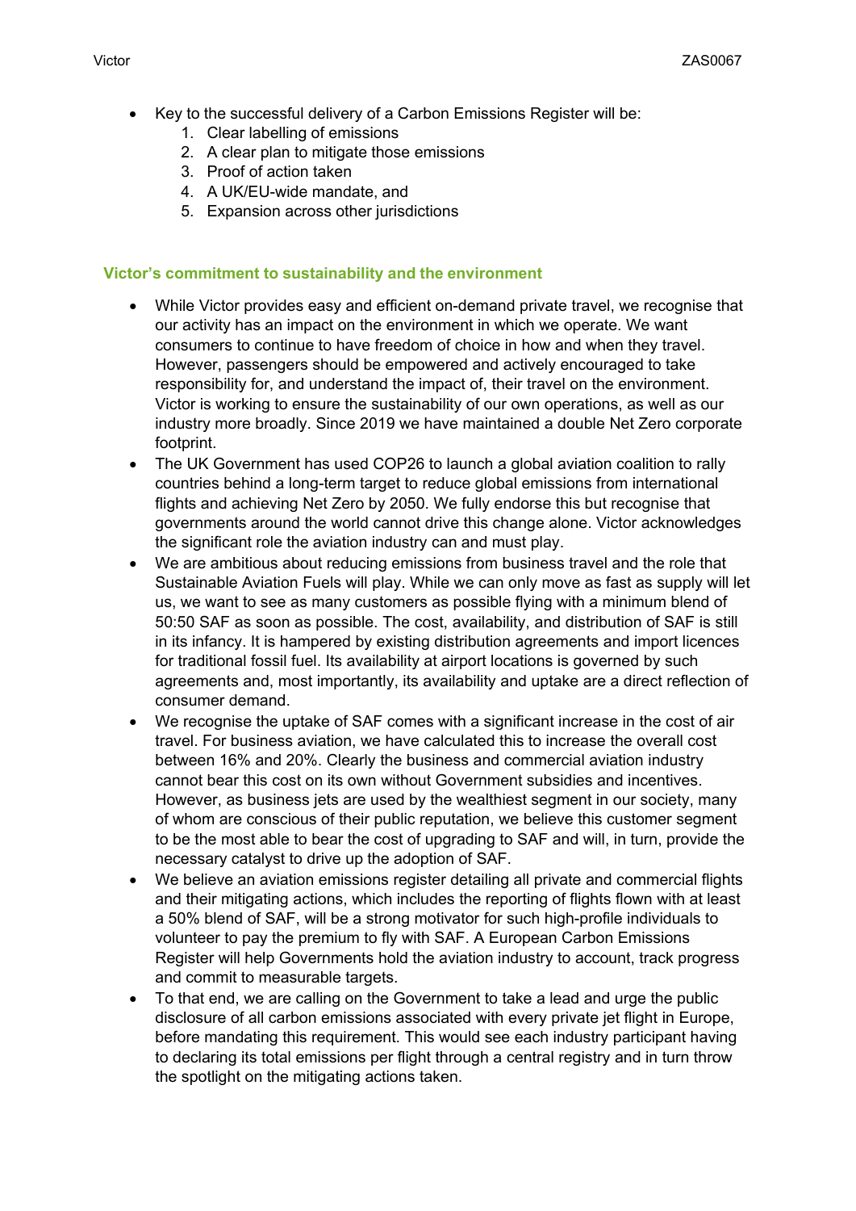- Key to the successful delivery of a Carbon Emissions Register will be:
    1. Clear labelling of emissions
    2. A clear plan to mitigate those emissions
    3. Proof of action taken
    4. A UK/EU-wide mandate, and
    5. Expansion across other jurisdictions

## Victor's commitment to sustainability and the environment

- While Victor provides easy and efficient on-demand private travel, we recognise that our activity has an impact on the environment in which we operate. We want consumers to continue to have freedom of choice in how and when they travel. However, passengers should be empowered and actively encouraged to take responsibility for, and understand the impact of, their travel on the environment. Victor is working to ensure the sustainability of our own operations, as well as our industry more broadly. Since 2019 we have maintained a double Net Zero corporate footprint.
- The UK Government has used COP26 to launch a global aviation coalition to rally countries behind a long-term target to reduce global emissions from international flights and achieving Net Zero by 2050. We fully endorse this but recognise that governments around the world cannot drive this change alone. Victor acknowledges the significant role the aviation industry can and must play.
- We are ambitious about reducing emissions from business travel and the role that Sustainable Aviation Fuels will play. While we can only move as fast as supply will let us, we want to see as many customers as possible flying with a minimum blend of 50:50 SAF as soon as possible. The cost, availability, and distribution of SAF is still in its infancy. It is hampered by existing distribution agreements and import licences for traditional fossil fuel. Its availability at airport locations is governed by such agreements and, most importantly, its availability and uptake are a direct reflection of consumer demand.
- We recognise the uptake of SAF comes with a significant increase in the cost of air travel. For business aviation, we have calculated this to increase the overall cost between 16% and 20%. Clearly the business and commercial aviation industry cannot bear this cost on its own without Government subsidies and incentives. However, as business jets are used by the wealthiest segment in our society, many of whom are conscious of their public reputation, we believe this customer segment to be the most able to bear the cost of upgrading to SAF and will, in turn, provide the necessary catalyst to drive up the adoption of SAF.
- We believe an aviation emissions register detailing all private and commercial flights and their mitigating actions, which includes the reporting of flights flown with at least a 50% blend of SAF, will be a strong motivator for such high-profile individuals to volunteer to pay the premium to fly with SAF. A European Carbon Emissions Register will help Governments hold the aviation industry to account, track progress and commit to measurable targets.
- To that end, we are calling on the Government to take a lead and urge the public disclosure of all carbon emissions associated with every private jet flight in Europe, before mandating this requirement. This would see each industry participant having to declaring its total emissions per flight through a central registry and in turn throw the spotlight on the mitigating actions taken.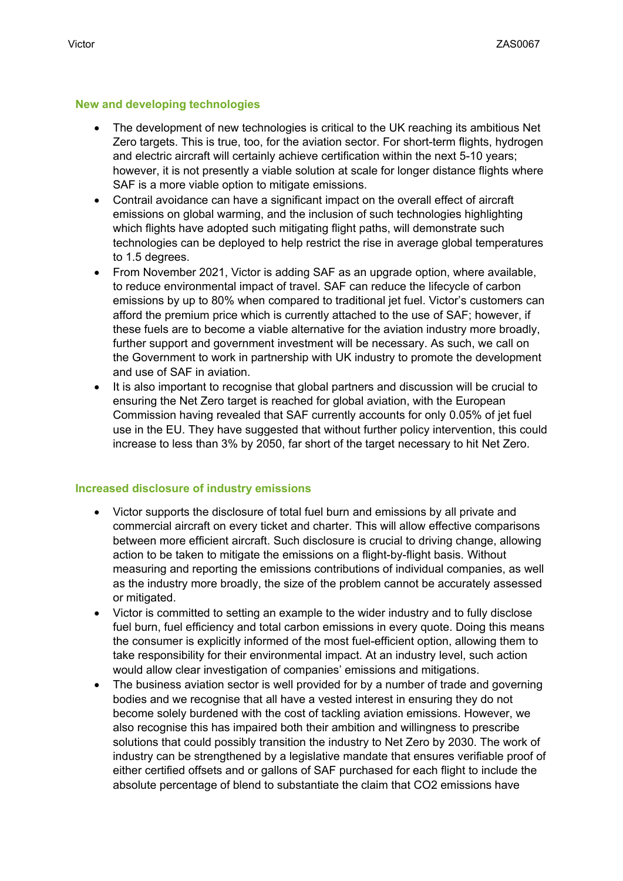## New and developing technologies

- The development of new technologies is critical to the UK reaching its ambitious Net Zero targets. This is true, too, for the aviation sector. For short-term flights, hydrogen and electric aircraft will certainly achieve certification within the next 5-10 years; however, it is not presently a viable solution at scale for longer distance flights where SAF is a more viable option to mitigate emissions.
- Contrail avoidance can have a significant impact on the overall effect of aircraft emissions on global warming, and the inclusion of such technologies highlighting which flights have adopted such mitigating flight paths, will demonstrate such technologies can be deployed to help restrict the rise in average global temperatures to 1.5 degrees.
- From November 2021, Victor is adding SAF as an upgrade option, where available, to reduce environmental impact of travel. SAF can reduce the lifecycle of carbon emissions by up to 80% when compared to traditional jet fuel. Victor's customers can afford the premium price which is currently attached to the use of SAF; however, if these fuels are to become a viable alternative for the aviation industry more broadly, further support and government investment will be necessary. As such, we call on the Government to work in partnership with UK industry to promote the development and use of SAF in aviation.
- It is also important to recognise that global partners and discussion will be crucial to ensuring the Net Zero target is reached for global aviation, with the European Commission having revealed that SAF currently accounts for only 0.05% of jet fuel use in the EU. They have suggested that without further policy intervention, this could increase to less than 3% by 2050, far short of the target necessary to hit Net Zero.

## Increased disclosure of industry emissions

- Victor supports the disclosure of total fuel burn and emissions by all private and commercial aircraft on every ticket and charter. This will allow effective comparisons between more efficient aircraft. Such disclosure is crucial to driving change, allowing action to be taken to mitigate the emissions on a flight-by-flight basis. Without measuring and reporting the emissions contributions of individual companies, as well as the industry more broadly, the size of the problem cannot be accurately assessed or mitigated.
- Victor is committed to setting an example to the wider industry and to fully disclose fuel burn, fuel efficiency and total carbon emissions in every quote. Doing this means the consumer is explicitly informed of the most fuel-efficient option, allowing them to take responsibility for their environmental impact. At an industry level, such action would allow clear investigation of companies' emissions and mitigations.
- The business aviation sector is well provided for by a number of trade and governing bodies and we recognise that all have a vested interest in ensuring they do not become solely burdened with the cost of tackling aviation emissions. However, we also recognise this has impaired both their ambition and willingness to prescribe solutions that could possibly transition the industry to Net Zero by 2030. The work of industry can be strengthened by a legislative mandate that ensures verifiable proof of either certified offsets and or gallons of SAF purchased for each flight to include the absolute percentage of blend to substantiate the claim that $CO_2$ emissions have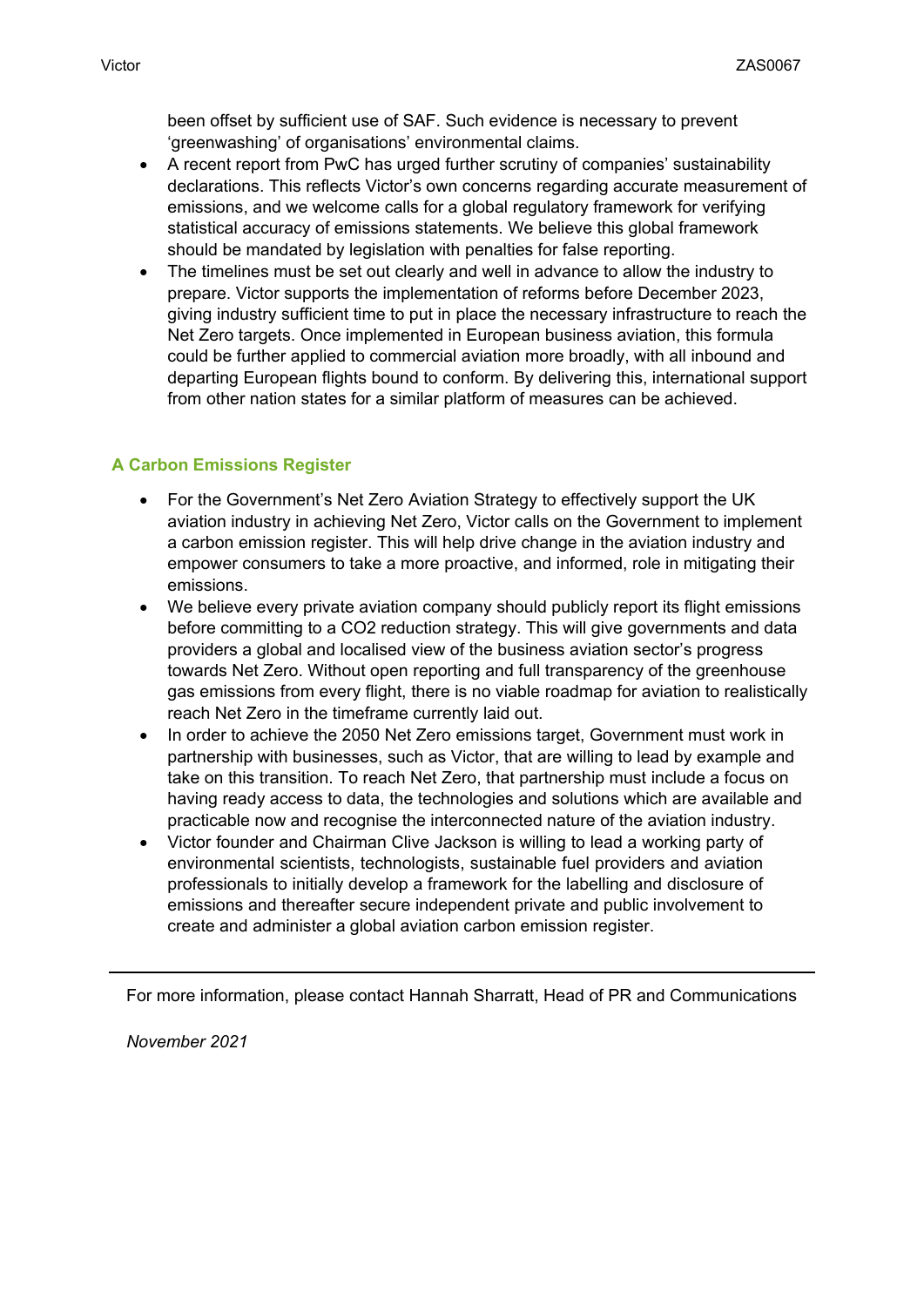been offset by sufficient use of SAF. Such evidence is necessary to prevent 'greenwashing' of organisations' environmental claims.

- A recent report from PwC has urged further scrutiny of companies' sustainability declarations. This reflects Victor's own concerns regarding accurate measurement of emissions, and we welcome calls for a global regulatory framework for verifying statistical accuracy of emissions statements. We believe this global framework should be mandated by legislation with penalties for false reporting.
- The timelines must be set out clearly and well in advance to allow the industry to prepare. Victor supports the implementation of reforms before December 2023, giving industry sufficient time to put in place the necessary infrastructure to reach the Net Zero targets. Once implemented in European business aviation, this formula could be further applied to commercial aviation more broadly, with all inbound and departing European flights bound to conform. By delivering this, international support from other nation states for a similar platform of measures can be achieved.

## A Carbon Emissions Register

- For the Government's Net Zero Aviation Strategy to effectively support the UK aviation industry in achieving Net Zero, Victor calls on the Government to implement a carbon emission register. This will help drive change in the aviation industry and empower consumers to take a more proactive, and informed, role in mitigating their emissions.
- We believe every private aviation company should publicly report its flight emissions before committing to a $CO_2$ reduction strategy. This will give governments and data providers a global and localised view of the business aviation sector's progress towards Net Zero. Without open reporting and full transparency of the greenhouse gas emissions from every flight, there is no viable roadmap for aviation to realistically reach Net Zero in the timeframe currently laid out.
- In order to achieve the 2050 Net Zero emissions target, Government must work in partnership with businesses, such as Victor, that are willing to lead by example and take on this transition. To reach Net Zero, that partnership must include a focus on having ready access to data, the technologies and solutions which are available and practicable now and recognise the interconnected nature of the aviation industry.
- Victor founder and Chairman Clive Jackson is willing to lead a working party of environmental scientists, technologists, sustainable fuel providers and aviation professionals to initially develop a framework for the labelling and disclosure of emissions and thereafter secure independent private and public involvement to create and administer a global aviation carbon emission register.

---

For more information, please contact Hannah Sharratt, Head of PR and Communications

*November 2021*